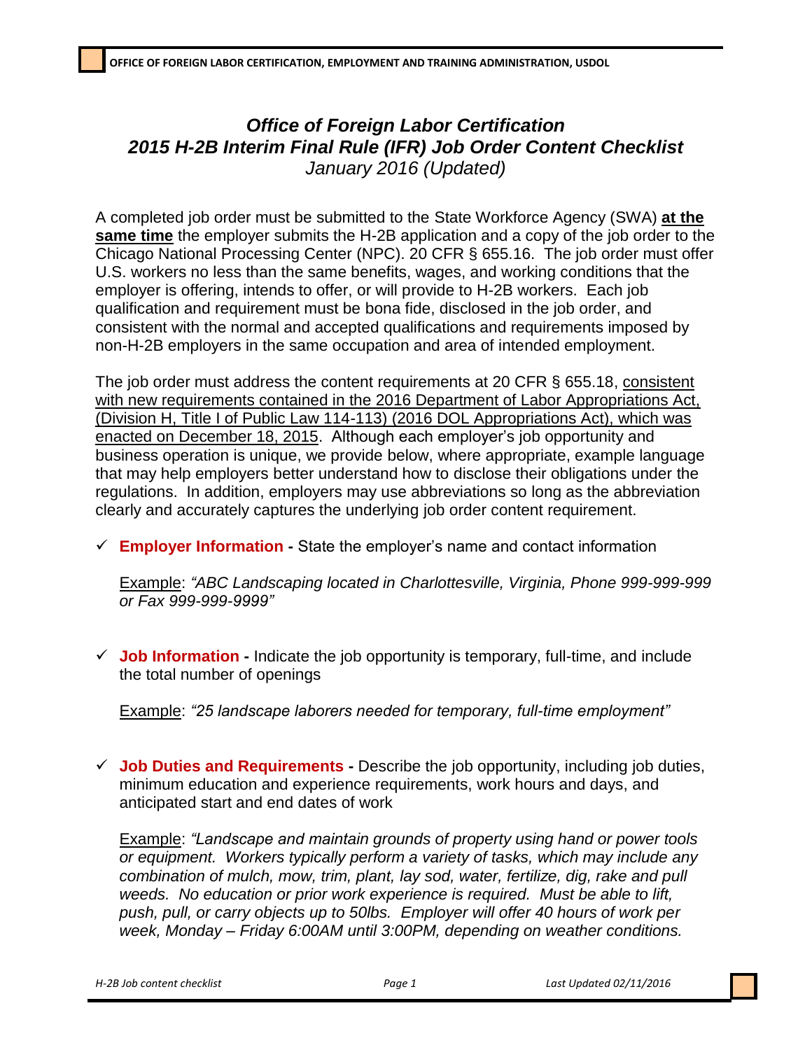# *Office of Foreign Labor Certification*
# *2015 H-2B Interim Final Rule (IFR) Job Order Content Checklist*

*January 2016 (Updated)*

A completed job order must be submitted to the State Workforce Agency (SWA) **at the same time** the employer submits the H-2B application and a copy of the job order to the Chicago National Processing Center (NPC). 20 CFR § 655.16. The job order must offer U.S. workers no less than the same benefits, wages, and working conditions that the employer is offering, intends to offer, or will provide to H-2B workers. Each job qualification and requirement must be bona fide, disclosed in the job order, and consistent with the normal and accepted qualifications and requirements imposed by non-H-2B employers in the same occupation and area of intended employment.

The job order must address the content requirements at 20 CFR § 655.18, consistent with new requirements contained in the 2016 Department of Labor Appropriations Act, (Division H, Title I of Public Law 114-113) (2016 DOL Appropriations Act), which was enacted on December 18, 2015. Although each employer's job opportunity and business operation is unique, we provide below, where appropriate, example language that may help employers better understand how to disclose their obligations under the regulations. In addition, employers may use abbreviations so long as the abbreviation clearly and accurately captures the underlying job order content requirement.

- ✓ **Employer Information -** State the employer's name and contact information

  Example: *"ABC Landscaping located in Charlottesville, Virginia, Phone 999-999-999 or Fax 999-999-9999"*

- ✓ **Job Information -** Indicate the job opportunity is temporary, full-time, and include the total number of openings

  Example: *"25 landscape laborers needed for temporary, full-time employment"*

- ✓ **Job Duties and Requirements -** Describe the job opportunity, including job duties, minimum education and experience requirements, work hours and days, and anticipated start and end dates of work

  Example: *"Landscape and maintain grounds of property using hand or power tools or equipment. Workers typically perform a variety of tasks, which may include any combination of mulch, mow, trim, plant, lay sod, water, fertilize, dig, rake and pull weeds. No education or prior work experience is required. Must be able to lift, push, pull, or carry objects up to 50lbs. Employer will offer 40 hours of work per week, Monday – Friday 6:00AM until 3:00PM, depending on weather conditions.*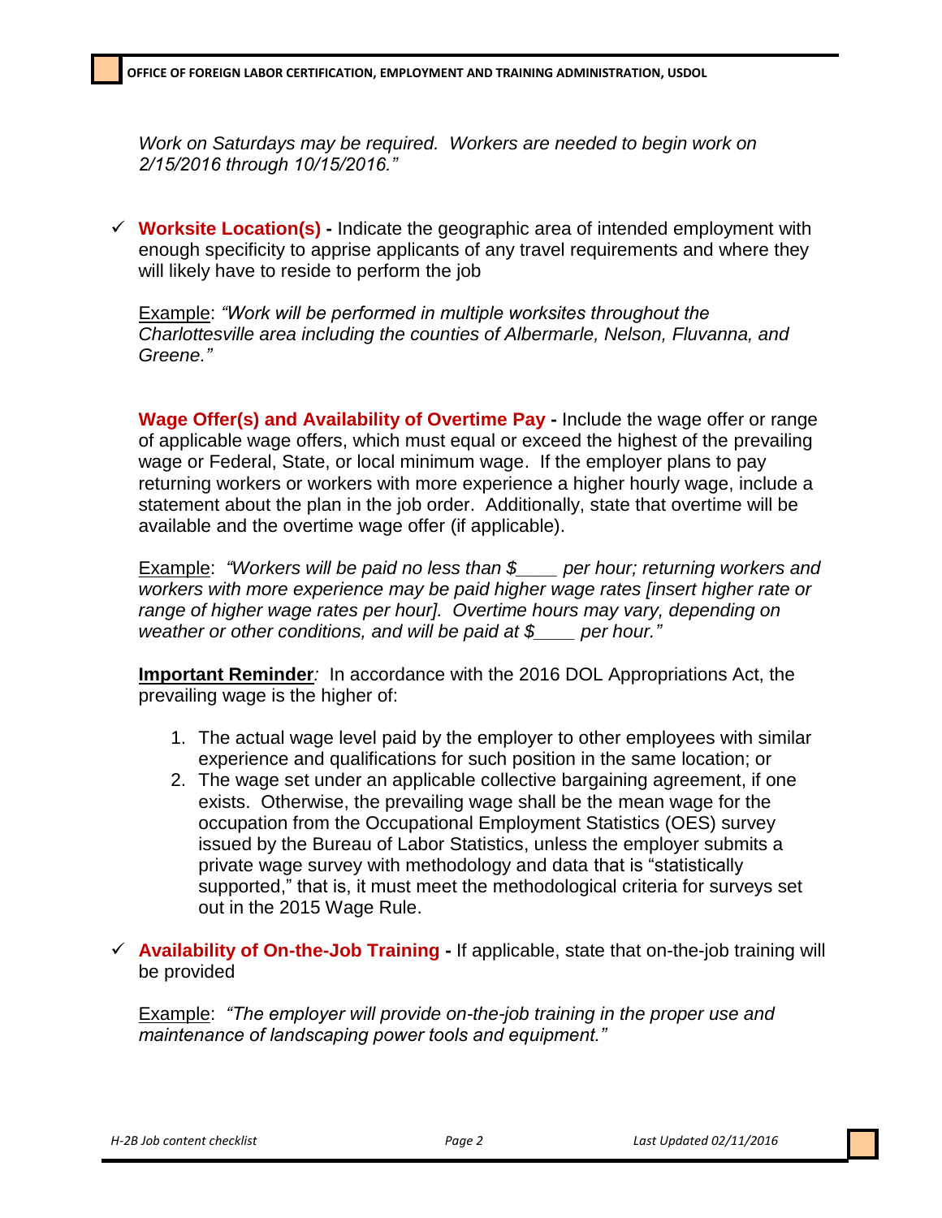*Work on Saturdays may be required. Workers are needed to begin work on 2/15/2016 through 10/15/2016."*

- ✓ **Worksite Location(s) -** Indicate the geographic area of intended employment with enough specificity to apprise applicants of any travel requirements and where they will likely have to reside to perform the job

  Example: *"Work will be performed in multiple worksites throughout the Charlottesville area including the counties of Albermarle, Nelson, Fluvanna, and Greene."*

  **Wage Offer(s) and Availability of Overtime Pay -** Include the wage offer or range of applicable wage offers, which must equal or exceed the highest of the prevailing wage or Federal, State, or local minimum wage. If the employer plans to pay returning workers or workers with more experience a higher hourly wage, include a statement about the plan in the job order. Additionally, state that overtime will be available and the overtime wage offer (if applicable).

  Example: *"Workers will be paid no less than $____ per hour; returning workers and workers with more experience may be paid higher wage rates [insert higher rate or range of higher wage rates per hour]. Overtime hours may vary, depending on weather or other conditions, and will be paid at $____ per hour."*

  **Important Reminder***:* In accordance with the 2016 DOL Appropriations Act, the prevailing wage is the higher of:

  1. The actual wage level paid by the employer to other employees with similar experience and qualifications for such position in the same location; or
  2. The wage set under an applicable collective bargaining agreement, if one exists. Otherwise, the prevailing wage shall be the mean wage for the occupation from the Occupational Employment Statistics (OES) survey issued by the Bureau of Labor Statistics, unless the employer submits a private wage survey with methodology and data that is "statistically supported," that is, it must meet the methodological criteria for surveys set out in the 2015 Wage Rule.

- ✓ **Availability of On-the-Job Training -** If applicable, state that on-the-job training will be provided

  Example: *"The employer will provide on-the-job training in the proper use and maintenance of landscaping power tools and equipment."*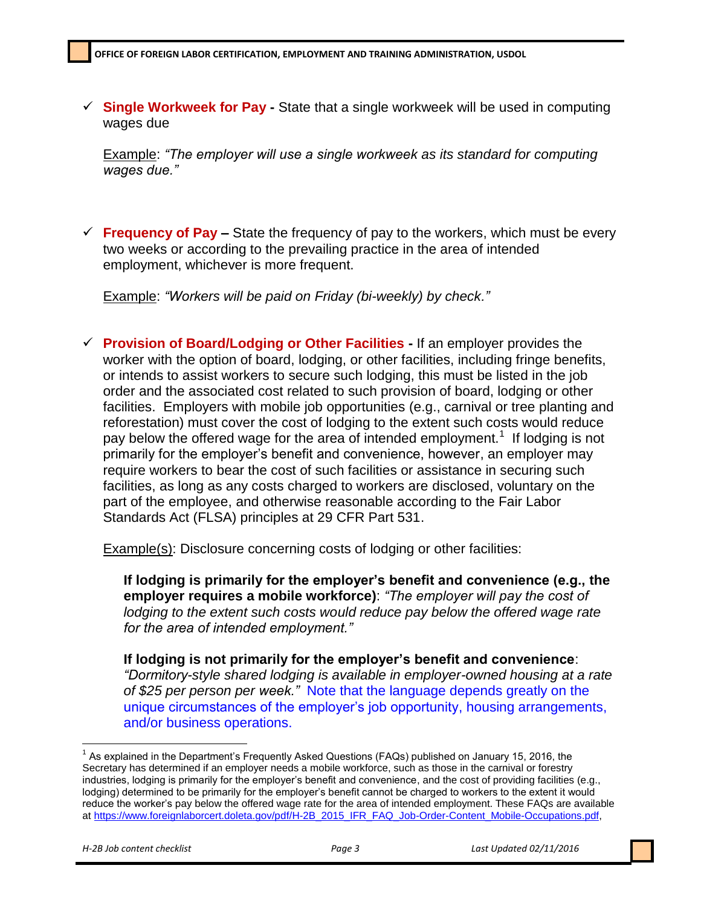- ✓ **Single Workweek for Pay -** State that a single workweek will be used in computing wages due

  Example: *"The employer will use a single workweek as its standard for computing wages due."*

- ✓ **Frequency of Pay –** State the frequency of pay to the workers, which must be every two weeks or according to the prevailing practice in the area of intended employment, whichever is more frequent.

  Example: *"Workers will be paid on Friday (bi-weekly) by check."*

- ✓ **Provision of Board/Lodging or Other Facilities -** If an employer provides the worker with the option of board, lodging, or other facilities, including fringe benefits, or intends to assist workers to secure such lodging, this must be listed in the job order and the associated cost related to such provision of board, lodging or other facilities. Employers with mobile job opportunities (e.g., carnival or tree planting and reforestation) must cover the cost of lodging to the extent such costs would reduce pay below the offered wage for the area of intended employment.[1] If lodging is not primarily for the employer's benefit and convenience, however, an employer may require workers to bear the cost of such facilities or assistance in securing such facilities, as long as any costs charged to workers are disclosed, voluntary on the part of the employee, and otherwise reasonable according to the Fair Labor Standards Act (FLSA) principles at 29 CFR Part 531.

  Example(s): Disclosure concerning costs of lodging or other facilities:

  **If lodging is primarily for the employer's benefit and convenience (e.g., the employer requires a mobile workforce)**: *"The employer will pay the cost of lodging to the extent such costs would reduce pay below the offered wage rate for the area of intended employment."*

  **If lodging is not primarily for the employer's benefit and convenience**: *"Dormitory-style shared lodging is available in employer-owned housing at a rate of $25 per person per week."* Note that the language depends greatly on the unique circumstances of the employer's job opportunity, housing arrangements, and/or business operations.

---

[1] As explained in the Department's Frequently Asked Questions (FAQs) published on January 15, 2016, the Secretary has determined if an employer needs a mobile workforce, such as those in the carnival or forestry industries, lodging is primarily for the employer's benefit and convenience, and the cost of providing facilities (e.g., lodging) determined to be primarily for the employer's benefit cannot be charged to workers to the extent it would reduce the worker's pay below the offered wage rate for the area of intended employment. These FAQs are available at https://www.foreignlaborcert.doleta.gov/pdf/H-2B_2015_IFR_FAQ_Job-Order-Content_Mobile-Occupations.pdf,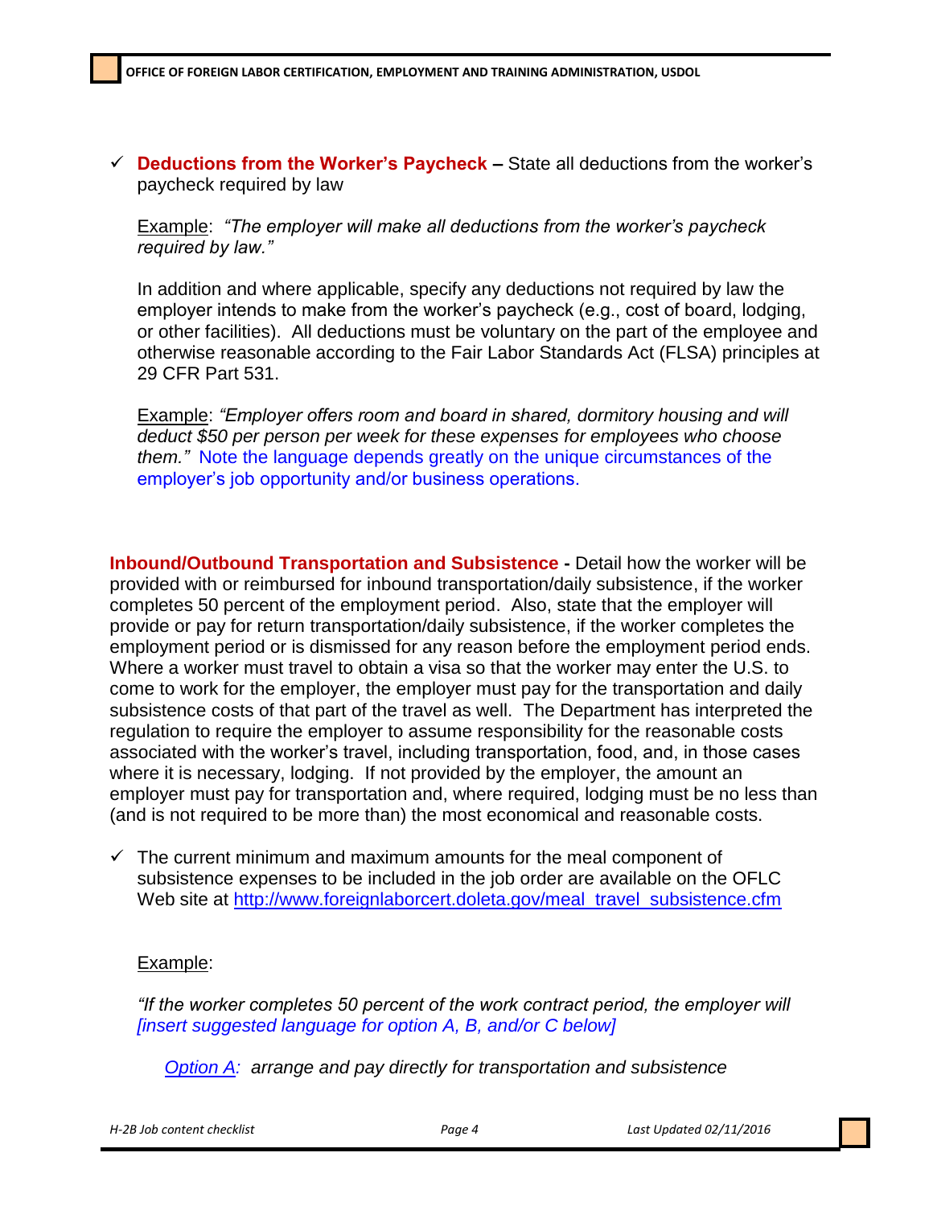- ✓ **Deductions from the Worker's Paycheck –** State all deductions from the worker's paycheck required by law

  Example: *"The employer will make all deductions from the worker's paycheck required by law."*

  In addition and where applicable, specify any deductions not required by law the employer intends to make from the worker's paycheck (e.g., cost of board, lodging, or other facilities). All deductions must be voluntary on the part of the employee and otherwise reasonable according to the Fair Labor Standards Act (FLSA) principles at 29 CFR Part 531.

  Example: *"Employer offers room and board in shared, dormitory housing and will deduct $50 per person per week for these expenses for employees who choose them."* Note the language depends greatly on the unique circumstances of the employer's job opportunity and/or business operations.

**Inbound/Outbound Transportation and Subsistence -** Detail how the worker will be provided with or reimbursed for inbound transportation/daily subsistence, if the worker completes 50 percent of the employment period. Also, state that the employer will provide or pay for return transportation/daily subsistence, if the worker completes the employment period or is dismissed for any reason before the employment period ends. Where a worker must travel to obtain a visa so that the worker may enter the U.S. to come to work for the employer, the employer must pay for the transportation and daily subsistence costs of that part of the travel as well. The Department has interpreted the regulation to require the employer to assume responsibility for the reasonable costs associated with the worker's travel, including transportation, food, and, in those cases where it is necessary, lodging. If not provided by the employer, the amount an employer must pay for transportation and, where required, lodging must be no less than (and is not required to be more than) the most economical and reasonable costs.

- ✓ The current minimum and maximum amounts for the meal component of subsistence expenses to be included in the job order are available on the OFLC Web site at http://www.foreignlaborcert.doleta.gov/meal_travel_subsistence.cfm

  Example:

  *"If the worker completes 50 percent of the work contract period, the employer will [insert suggested language for option A, B, and/or C below]*

  Option A: *arrange and pay directly for transportation and subsistence*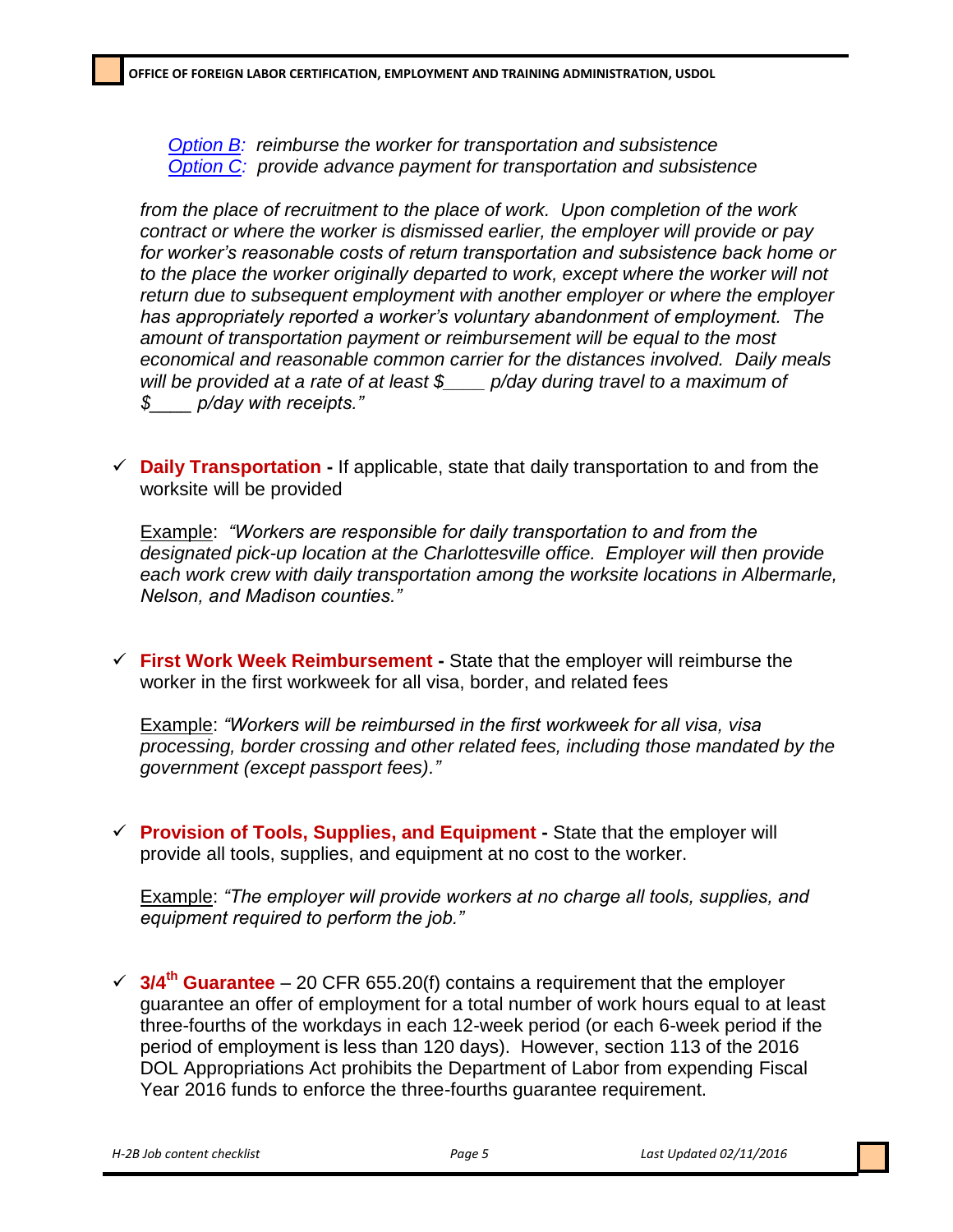*Option B: reimburse the worker for transportation and subsistence*
*Option C: provide advance payment for transportation and subsistence*

*from the place of recruitment to the place of work. Upon completion of the work contract or where the worker is dismissed earlier, the employer will provide or pay for worker's reasonable costs of return transportation and subsistence back home or to the place the worker originally departed to work, except where the worker will not return due to subsequent employment with another employer or where the employer has appropriately reported a worker's voluntary abandonment of employment. The amount of transportation payment or reimbursement will be equal to the most economical and reasonable common carrier for the distances involved. Daily meals will be provided at a rate of at least $____ p/day during travel to a maximum of $____ p/day with receipts."*

- ✓ **Daily Transportation -** If applicable, state that daily transportation to and from the worksite will be provided

  Example: *"Workers are responsible for daily transportation to and from the designated pick-up location at the Charlottesville office. Employer will then provide each work crew with daily transportation among the worksite locations in Albermarle, Nelson, and Madison counties."*

- ✓ **First Work Week Reimbursement -** State that the employer will reimburse the worker in the first workweek for all visa, border, and related fees

  Example: *"Workers will be reimbursed in the first workweek for all visa, visa processing, border crossing and other related fees, including those mandated by the government (except passport fees)."*

- ✓ **Provision of Tools, Supplies, and Equipment -** State that the employer will provide all tools, supplies, and equipment at no cost to the worker.

  Example: *"The employer will provide workers at no charge all tools, supplies, and equipment required to perform the job."*

- ✓ **3/4th Guarantee** – 20 CFR 655.20(f) contains a requirement that the employer guarantee an offer of employment for a total number of work hours equal to at least three-fourths of the workdays in each 12-week period (or each 6-week period if the period of employment is less than 120 days). However, section 113 of the 2016 DOL Appropriations Act prohibits the Department of Labor from expending Fiscal Year 2016 funds to enforce the three-fourths guarantee requirement.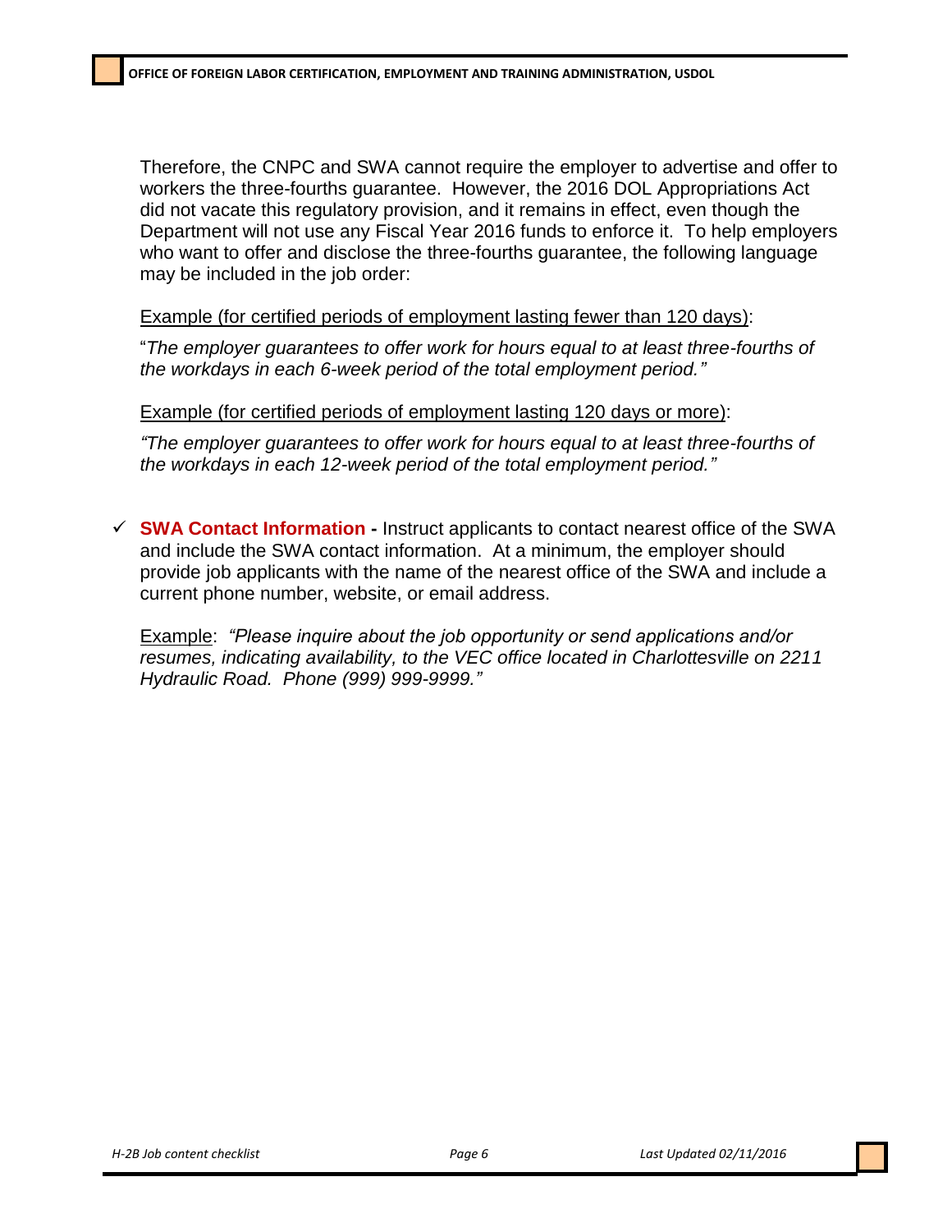Therefore, the CNPC and SWA cannot require the employer to advertise and offer to workers the three-fourths guarantee. However, the 2016 DOL Appropriations Act did not vacate this regulatory provision, and it remains in effect, even though the Department will not use any Fiscal Year 2016 funds to enforce it. To help employers who want to offer and disclose the three-fourths guarantee, the following language may be included in the job order:

Example (for certified periods of employment lasting fewer than 120 days):

"*The employer guarantees to offer work for hours equal to at least three-fourths of the workdays in each 6-week period of the total employment period."*

Example (for certified periods of employment lasting 120 days or more):

*"The employer guarantees to offer work for hours equal to at least three-fourths of the workdays in each 12-week period of the total employment period."*

- ✓ **SWA Contact Information -** Instruct applicants to contact nearest office of the SWA and include the SWA contact information. At a minimum, the employer should provide job applicants with the name of the nearest office of the SWA and include a current phone number, website, or email address.

  Example: *"Please inquire about the job opportunity or send applications and/or resumes, indicating availability, to the VEC office located in Charlottesville on 2211 Hydraulic Road. Phone (999) 999-9999."*